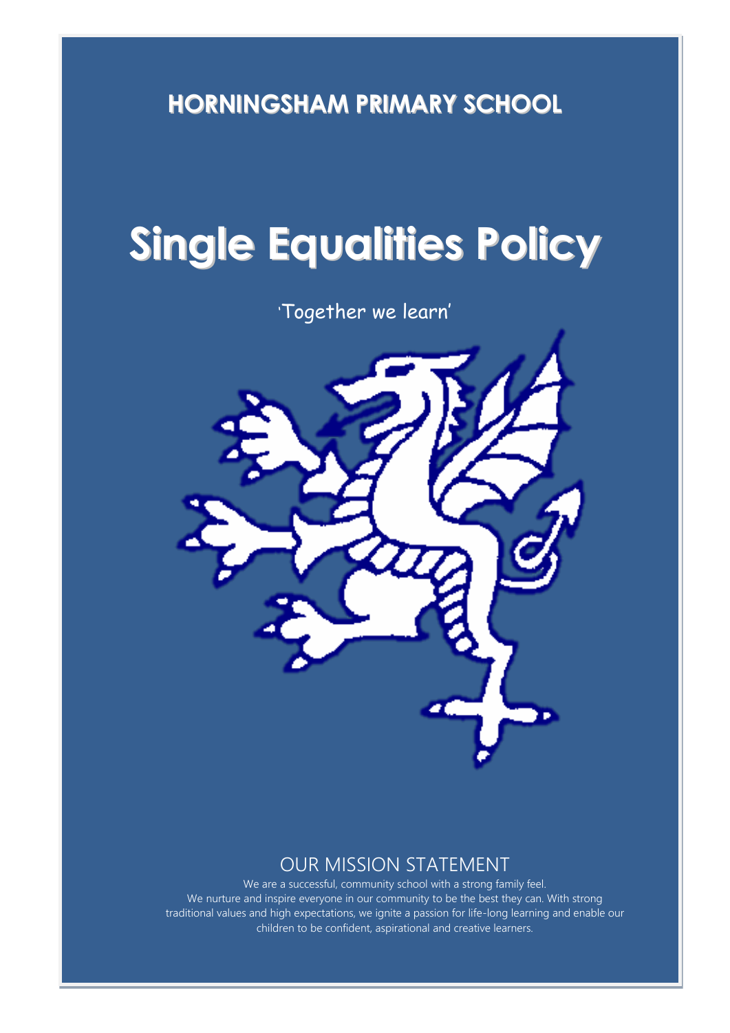# HORNINGSHAM PRIMARY SCHOOL

# Single Equalities Policy

'Together we learn'

## OUR MISSION STATEMENT

We are a successful, community school with a strong family feel.
We nurture and inspire everyone in our community to be the best they can. With strong traditional values and high expectations, we ignite a passion for life-long learning and enable our children to be confident, aspirational and creative learners.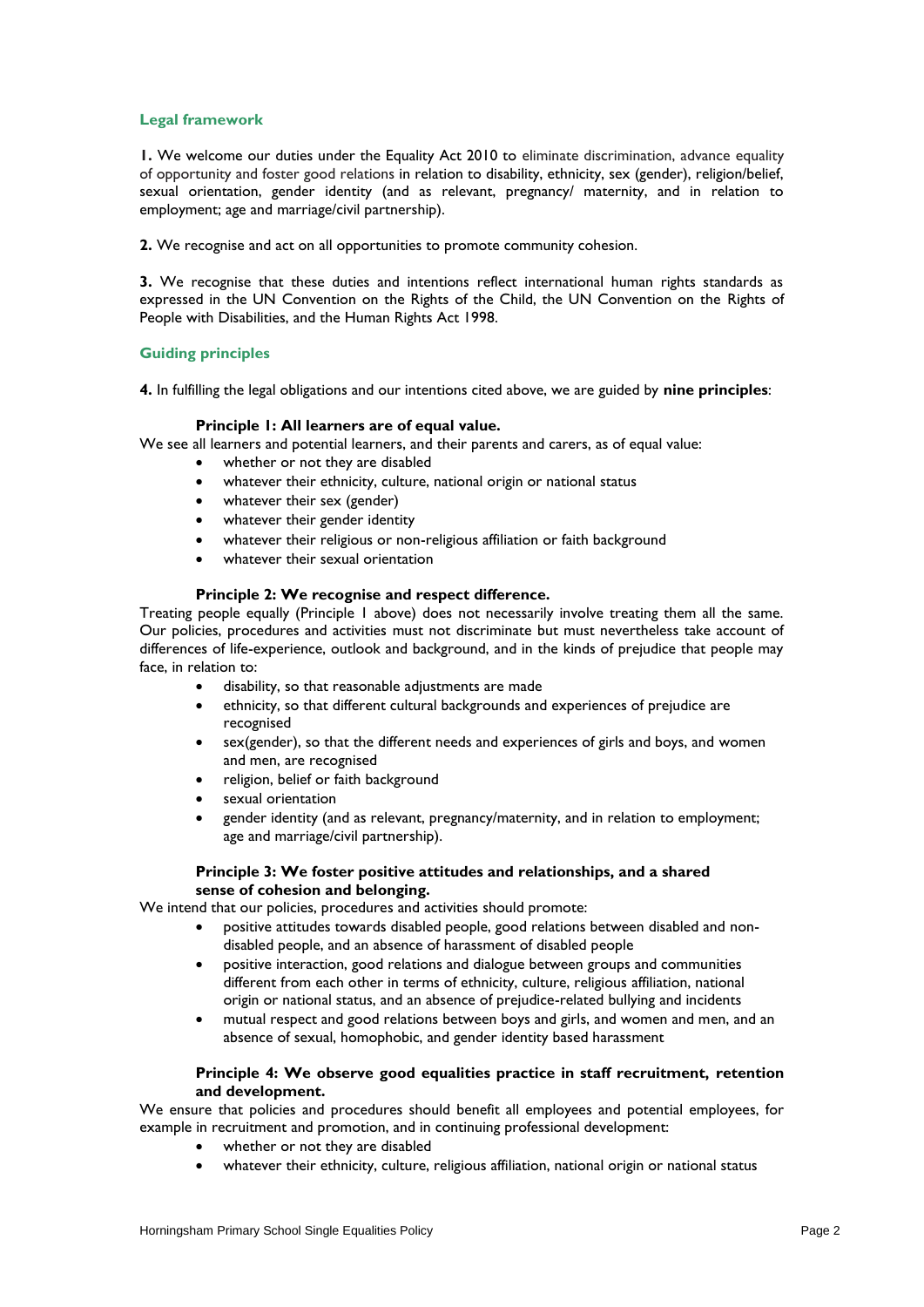## Legal framework

**1.** We welcome our duties under the Equality Act 2010 to eliminate discrimination, advance equality of opportunity and foster good relations in relation to disability, ethnicity, sex (gender), religion/belief, sexual orientation, gender identity (and as relevant, pregnancy/ maternity, and in relation to employment; age and marriage/civil partnership).

**2.** We recognise and act on all opportunities to promote community cohesion.

**3.** We recognise that these duties and intentions reflect international human rights standards as expressed in the UN Convention on the Rights of the Child, the UN Convention on the Rights of People with Disabilities, and the Human Rights Act 1998.

## Guiding principles

**4.** In fulfilling the legal obligations and our intentions cited above, we are guided by **nine principles**:

**Principle 1: All learners are of equal value.**

We see all learners and potential learners, and their parents and carers, as of equal value:

- whether or not they are disabled
- whatever their ethnicity, culture, national origin or national status
- whatever their sex (gender)
- whatever their gender identity
- whatever their religious or non-religious affiliation or faith background
- whatever their sexual orientation

**Principle 2: We recognise and respect difference.**

Treating people equally (Principle 1 above) does not necessarily involve treating them all the same. Our policies, procedures and activities must not discriminate but must nevertheless take account of differences of life-experience, outlook and background, and in the kinds of prejudice that people may face, in relation to:

- disability, so that reasonable adjustments are made
- ethnicity, so that different cultural backgrounds and experiences of prejudice are recognised
- sex(gender), so that the different needs and experiences of girls and boys, and women and men, are recognised
- religion, belief or faith background
- sexual orientation
- gender identity (and as relevant, pregnancy/maternity, and in relation to employment; age and marriage/civil partnership).

**Principle 3: We foster positive attitudes and relationships, and a shared sense of cohesion and belonging.**

We intend that our policies, procedures and activities should promote:

- positive attitudes towards disabled people, good relations between disabled and non-disabled people, and an absence of harassment of disabled people
- positive interaction, good relations and dialogue between groups and communities different from each other in terms of ethnicity, culture, religious affiliation, national origin or national status, and an absence of prejudice-related bullying and incidents
- mutual respect and good relations between boys and girls, and women and men, and an absence of sexual, homophobic, and gender identity based harassment

**Principle 4: We observe good equalities practice in staff recruitment, retention and development.**

We ensure that policies and procedures should benefit all employees and potential employees, for example in recruitment and promotion, and in continuing professional development:

- whether or not they are disabled
- whatever their ethnicity, culture, religious affiliation, national origin or national status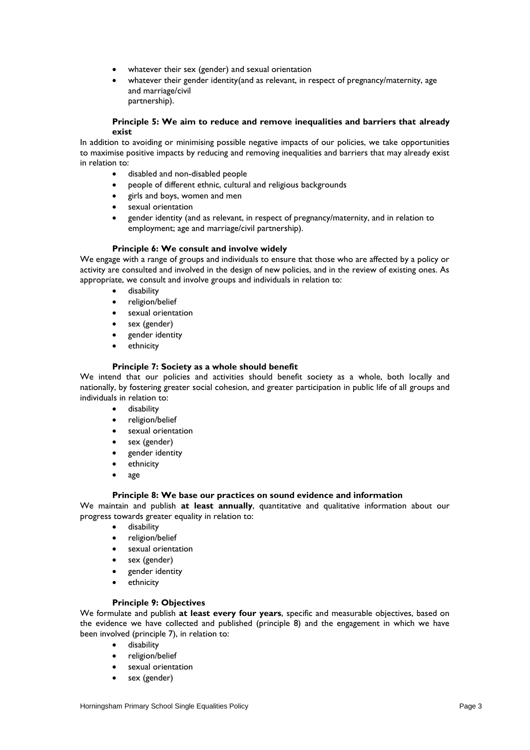- whatever their sex (gender) and sexual orientation
- whatever their gender identity(and as relevant, in respect of pregnancy/maternity, age and marriage/civil partnership).

**Principle 5: We aim to reduce and remove inequalities and barriers that already exist**

In addition to avoiding or minimising possible negative impacts of our policies, we take opportunities to maximise positive impacts by reducing and removing inequalities and barriers that may already exist in relation to:

- disabled and non-disabled people
- people of different ethnic, cultural and religious backgrounds
- girls and boys, women and men
- sexual orientation
- gender identity (and as relevant, in respect of pregnancy/maternity, and in relation to employment; age and marriage/civil partnership).

**Principle 6: We consult and involve widely**

We engage with a range of groups and individuals to ensure that those who are affected by a policy or activity are consulted and involved in the design of new policies, and in the review of existing ones. As appropriate, we consult and involve groups and individuals in relation to:

- disability
- religion/belief
- sexual orientation
- sex (gender)
- gender identity
- ethnicity

**Principle 7: Society as a whole should benefit**

We intend that our policies and activities should benefit society as a whole, both locally and nationally, by fostering greater social cohesion, and greater participation in public life of all groups and individuals in relation to:

- disability
- religion/belief
- sexual orientation
- sex (gender)
- gender identity
- ethnicity
- age

**Principle 8: We base our practices on sound evidence and information**

We maintain and publish **at least annually**, quantitative and qualitative information about our progress towards greater equality in relation to:

- disability
- religion/belief
- sexual orientation
- sex (gender)
- gender identity
- ethnicity

**Principle 9: Objectives**

We formulate and publish **at least every four years**, specific and measurable objectives, based on the evidence we have collected and published (principle 8) and the engagement in which we have been involved (principle 7), in relation to:

- disability
- religion/belief
- sexual orientation
- sex (gender)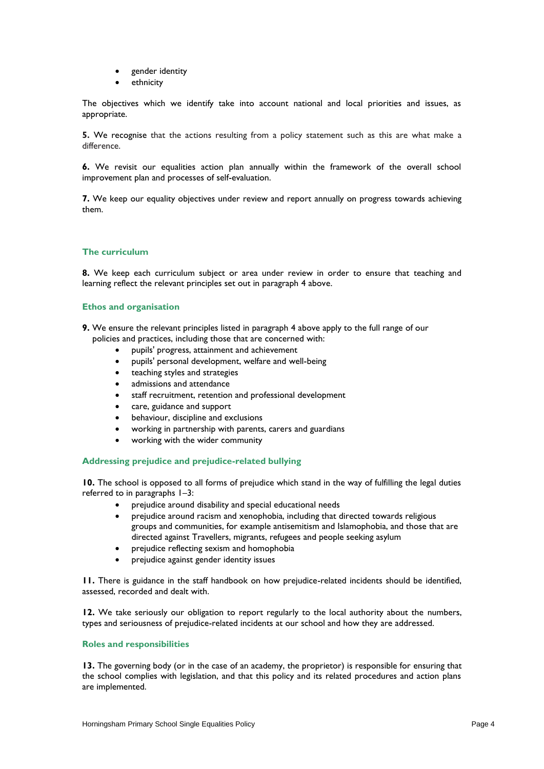- gender identity
- ethnicity

The objectives which we identify take into account national and local priorities and issues, as appropriate.

**5.** We recognise that the actions resulting from a policy statement such as this are what make a difference.

**6.** We revisit our equalities action plan annually within the framework of the overall school improvement plan and processes of self-evaluation.

**7.** We keep our equality objectives under review and report annually on progress towards achieving them.

### The curriculum

**8.** We keep each curriculum subject or area under review in order to ensure that teaching and learning reflect the relevant principles set out in paragraph 4 above.

### Ethos and organisation

**9.** We ensure the relevant principles listed in paragraph 4 above apply to the full range of our policies and practices, including those that are concerned with:

- pupils' progress, attainment and achievement
- pupils' personal development, welfare and well-being
- teaching styles and strategies
- admissions and attendance
- staff recruitment, retention and professional development
- care, guidance and support
- behaviour, discipline and exclusions
- working in partnership with parents, carers and guardians
- working with the wider community

### Addressing prejudice and prejudice-related bullying

**10.** The school is opposed to all forms of prejudice which stand in the way of fulfilling the legal duties referred to in paragraphs 1–3:

- prejudice around disability and special educational needs
- prejudice around racism and xenophobia, including that directed towards religious groups and communities, for example antisemitism and Islamophobia, and those that are directed against Travellers, migrants, refugees and people seeking asylum
- prejudice reflecting sexism and homophobia
- prejudice against gender identity issues

**11.** There is guidance in the staff handbook on how prejudice-related incidents should be identified, assessed, recorded and dealt with.

**12.** We take seriously our obligation to report regularly to the local authority about the numbers, types and seriousness of prejudice-related incidents at our school and how they are addressed.

### Roles and responsibilities

**13.** The governing body (or in the case of an academy, the proprietor) is responsible for ensuring that the school complies with legislation, and that this policy and its related procedures and action plans are implemented.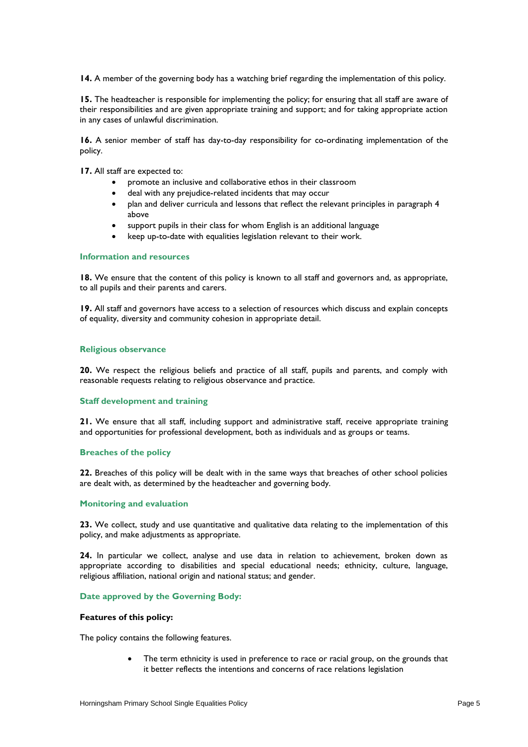**14.** A member of the governing body has a watching brief regarding the implementation of this policy.

**15.** The headteacher is responsible for implementing the policy; for ensuring that all staff are aware of their responsibilities and are given appropriate training and support; and for taking appropriate action in any cases of unlawful discrimination.

**16.** A senior member of staff has day-to-day responsibility for co-ordinating implementation of the policy.

**17.** All staff are expected to:

- promote an inclusive and collaborative ethos in their classroom
- deal with any prejudice-related incidents that may occur
- plan and deliver curricula and lessons that reflect the relevant principles in paragraph 4 above
- support pupils in their class for whom English is an additional language
- keep up-to-date with equalities legislation relevant to their work.

### Information and resources

**18.** We ensure that the content of this policy is known to all staff and governors and, as appropriate, to all pupils and their parents and carers.

**19.** All staff and governors have access to a selection of resources which discuss and explain concepts of equality, diversity and community cohesion in appropriate detail.

### Religious observance

**20.** We respect the religious beliefs and practice of all staff, pupils and parents, and comply with reasonable requests relating to religious observance and practice.

### Staff development and training

**21.** We ensure that all staff, including support and administrative staff, receive appropriate training and opportunities for professional development, both as individuals and as groups or teams.

### Breaches of the policy

**22.** Breaches of this policy will be dealt with in the same ways that breaches of other school policies are dealt with, as determined by the headteacher and governing body.

### Monitoring and evaluation

**23.** We collect, study and use quantitative and qualitative data relating to the implementation of this policy, and make adjustments as appropriate.

**24.** In particular we collect, analyse and use data in relation to achievement, broken down as appropriate according to disabilities and special educational needs; ethnicity, culture, language, religious affiliation, national origin and national status; and gender.

### Date approved by the Governing Body:

**Features of this policy:**

The policy contains the following features.

- The term ethnicity is used in preference to race or racial group, on the grounds that it better reflects the intentions and concerns of race relations legislation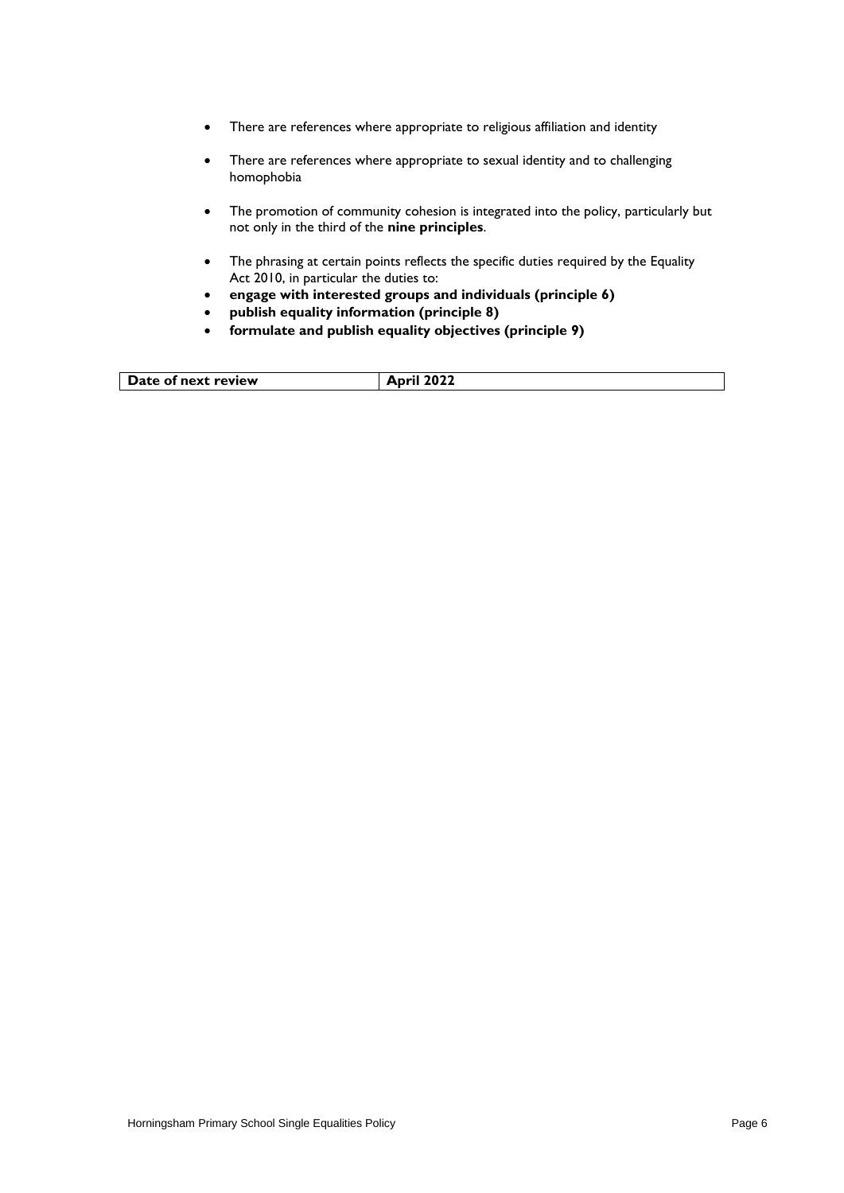- There are references where appropriate to religious affiliation and identity
- There are references where appropriate to sexual identity and to challenging homophobia
- The promotion of community cohesion is integrated into the policy, particularly but not only in the third of the **nine principles**.
- The phrasing at certain points reflects the specific duties required by the Equality Act 2010, in particular the duties to:
- **engage with interested groups and individuals (principle 6)**
- **publish equality information (principle 8)**
- **formulate and publish equality objectives (principle 9)**

| | |
|---|---|
| **Date of next review** | **April 2022** |